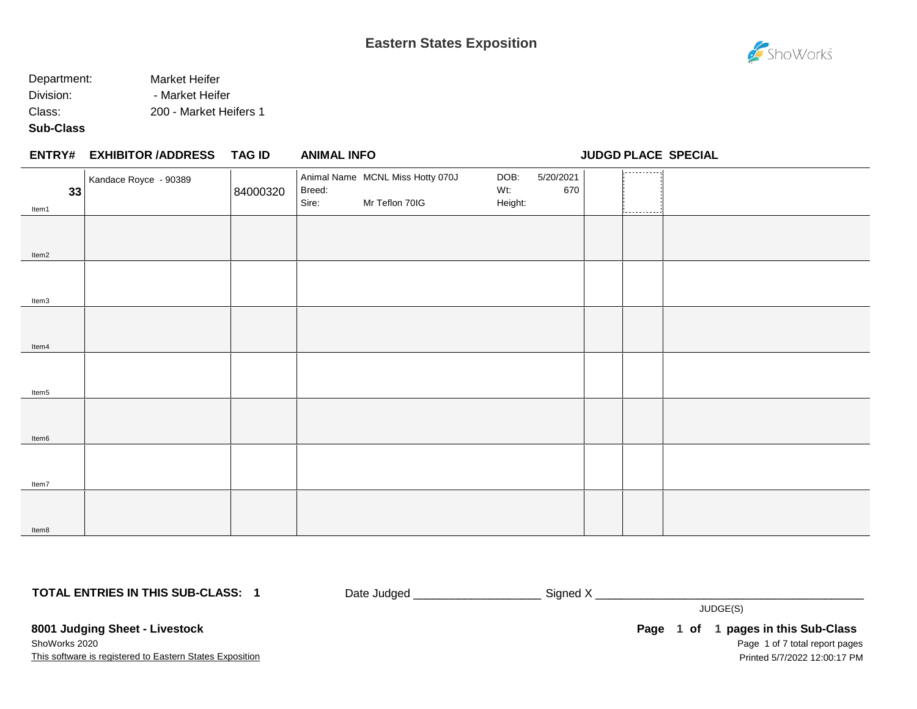# Eastern States Exposition

Department: Market Heifer
Division: - Market Heifer
Class: 200 - Market Heifers 1
**Sub-Class**

| ENTRY# | EXHIBITOR /ADDRESS | TAG ID | ANIMAL INFO | JUDGD | PLACE | SPECIAL |
|---|---|---|---|---|---|---|
| **33** Item1 | Kandace Royce - 90389 | 84000320 | Animal Name: MCNL Miss Hotty 070J; Breed: ; Sire: Mr Teflon 70IG; DOB: 5/20/2021; Wt: 670; Height: | | | |
| Item2 | | | | | | |
| Item3 | | | | | | |
| Item4 | | | | | | |
| Item5 | | | | | | |
| Item6 | | | | | | |
| Item7 | | | | | | |
| Item8 | | | | | | |

**TOTAL ENTRIES IN THIS SUB-CLASS: 1**

Date Judged ____________________ Signed X ____________________________________________

JUDGE(S)

**8001 Judging Sheet - Livestock**

ShoWorks 2020

This software is registered to Eastern States Exposition

**Page 1 of 1 pages in this Sub-Class**

Printed 5/7/2022 12:00:17 PM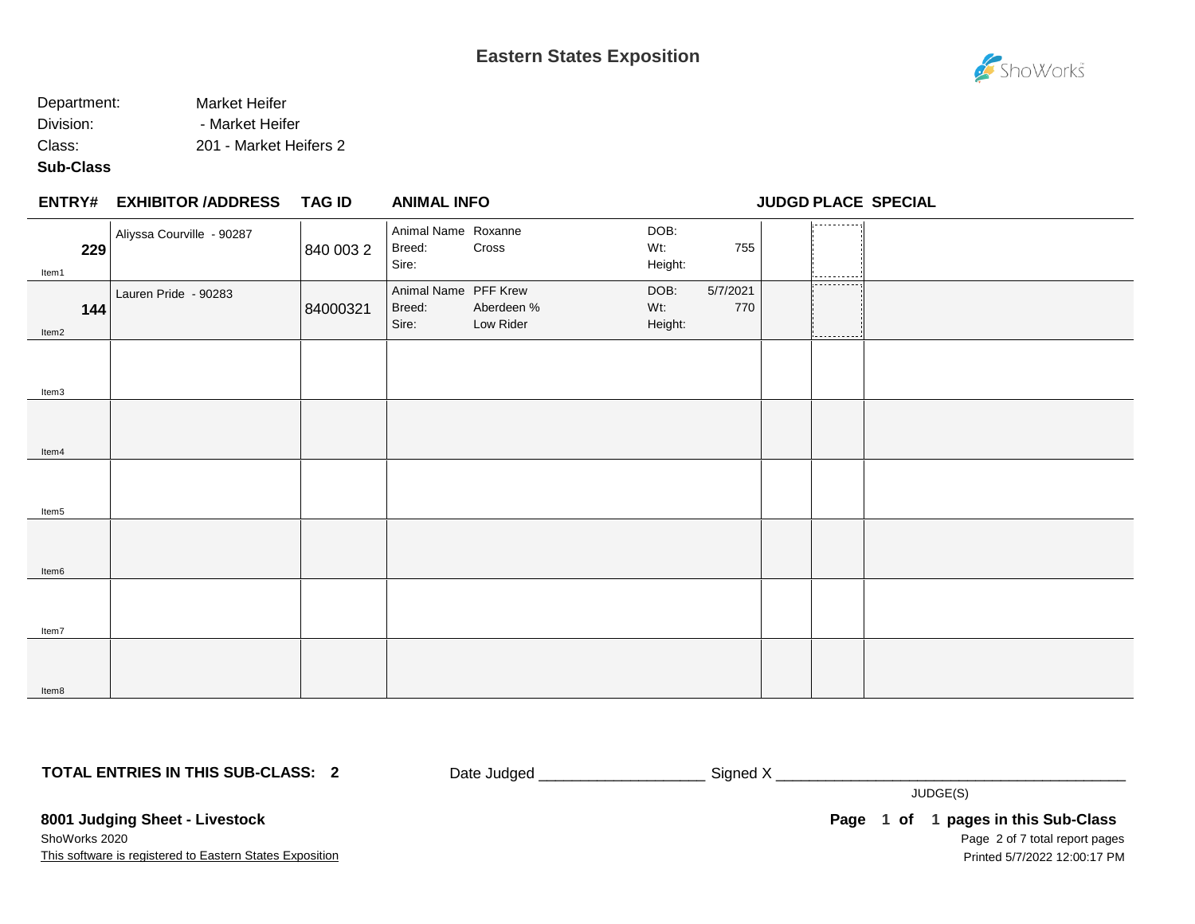# Eastern States Exposition

Department: Market Heifer
Division: - Market Heifer
Class: 201 - Market Heifers 2
**Sub-Class**

| ENTRY# | EXHIBITOR /ADDRESS | TAG ID | ANIMAL INFO | | JUDGD | PLACE | SPECIAL |
|---|---|---|---|---|---|---|---|
| **229** Item1 | Aliyssa Courville - 90287 | 840 003 2 | Animal Name: Roxanne<br>Breed: Cross<br>Sire: | DOB:<br>Wt: 755<br>Height: | | | |
| **144** Item2 | Lauren Pride - 90283 | 84000321 | Animal Name: PFF Krew<br>Breed: Aberdeen %<br>Sire: Low Rider | DOB: 5/7/2021<br>Wt: 770<br>Height: | | | |
| Item3 | | | | | | | |
| Item4 | | | | | | | |
| Item5 | | | | | | | |
| Item6 | | | | | | | |
| Item7 | | | | | | | |
| Item8 | | | | | | | |

**TOTAL ENTRIES IN THIS SUB-CLASS: 2**

Date Judged ___________________ Signed X ________________________________________

JUDGE(S)

**8001 Judging Sheet - Livestock**

**Page 1 of 1 pages in this Sub-Class**

ShoWorks 2020

This software is registered to Eastern States Exposition

Printed 5/7/2022 12:00:17 PM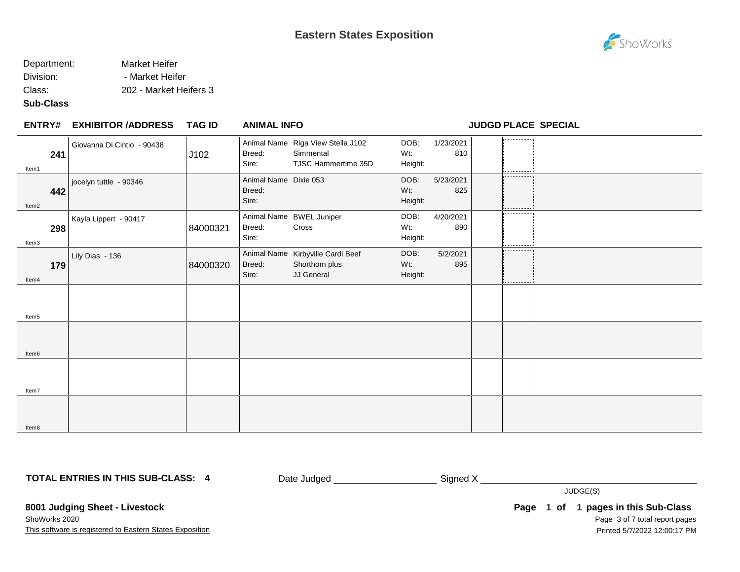# Eastern States Exposition

Department: Market Heifer
Division: - Market Heifer
Class: 202 - Market Heifers 3
**Sub-Class**

| ENTRY# | EXHIBITOR /ADDRESS | TAG ID | ANIMAL INFO | | | | JUDGD | PLACE | SPECIAL |
|---|---|---|---|---|---|---|---|---|---|
| **241** Item1 | Giovanna Di Cintio - 90438 | J102 | Animal Name<br>Breed:<br>Sire: | Riga View Stella J102<br>Simmental<br>TJSC Hammertime 35D | DOB:<br>Wt:<br>Height: | 1/23/2021<br>810 | | | |
| **442** Item2 | jocelyn tuttle - 90346 | | Animal Name<br>Breed:<br>Sire: | Dixie 053 | DOB:<br>Wt:<br>Height: | 5/23/2021<br>825 | | | |
| **298** Item3 | Kayla Lippert - 90417 | 84000321 | Animal Name<br>Breed:<br>Sire: | BWEL Juniper<br>Cross | DOB:<br>Wt:<br>Height: | 4/20/2021<br>890 | | | |
| **179** Item4 | Lily Dias - 136 | 84000320 | Animal Name<br>Breed:<br>Sire: | Kirbyville Cardi Beef<br>Shorthorn plus<br>JJ General | DOB:<br>Wt:<br>Height: | 5/2/2021<br>895 | | | |
| Item5 | | | | | | | | | |
| Item6 | | | | | | | | | |
| Item7 | | | | | | | | | |
| Item8 | | | | | | | | | |

**TOTAL ENTRIES IN THIS SUB-CLASS: 4**

Date Judged ___________________ Signed X ________________________________________
JUDGE(S)

**8001 Judging Sheet - Livestock**
ShoWorks 2020
This software is registered to Eastern States Exposition

**Page 1 of 1 pages in this Sub-Class**
Printed 5/7/2022 12:00:17 PM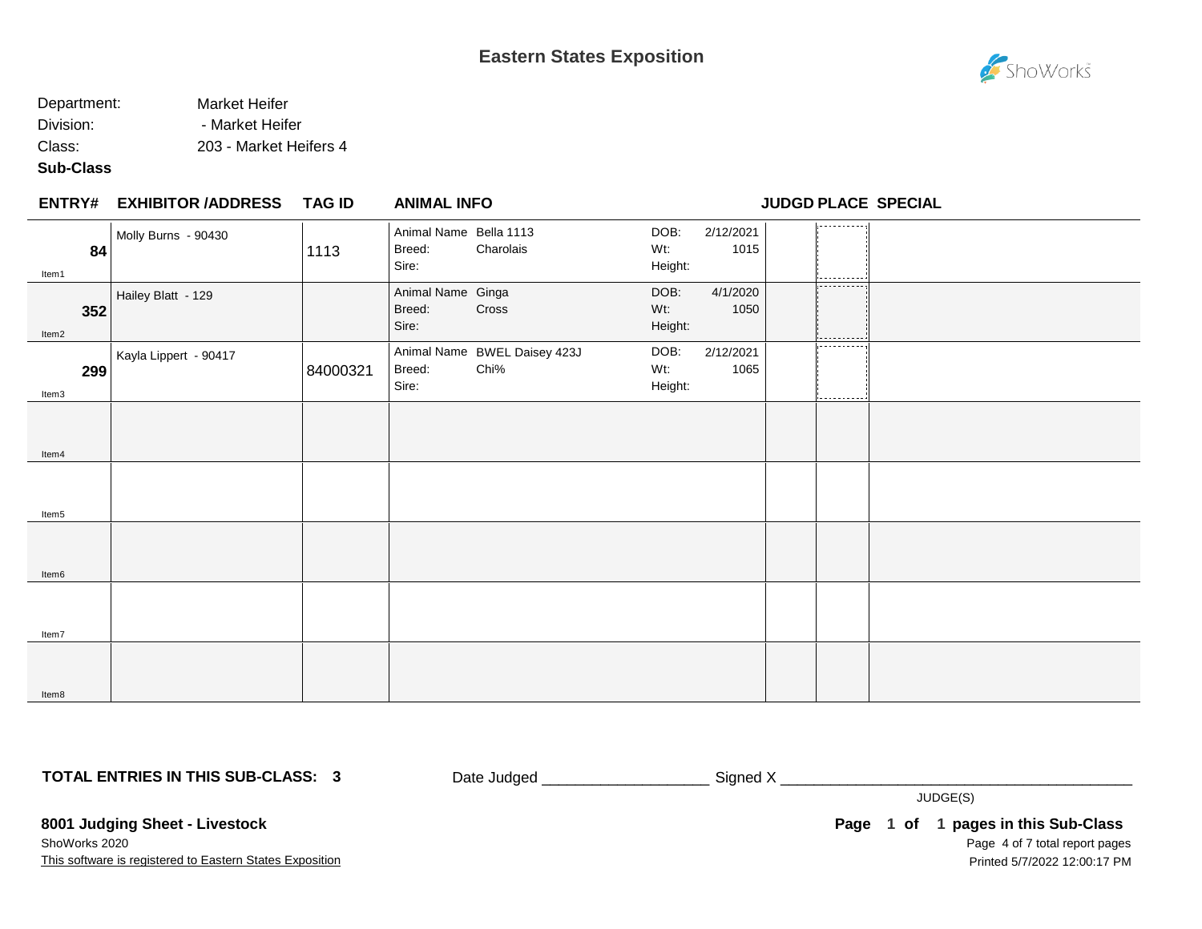# Eastern States Exposition

Department: Market Heifer
Division: - Market Heifer
Class: 203 - Market Heifers 4
**Sub-Class**

| ENTRY# | EXHIBITOR /ADDRESS | TAG ID | ANIMAL INFO | | JUDGD | PLACE | SPECIAL |
|---|---|---|---|---|---|---|---|
| **84** Item1 | Molly Burns - 90430 | 1113 | Animal Name: Bella 1113<br>Breed: Charolais<br>Sire: | DOB: 2/12/2021<br>Wt: 1015<br>Height: | | | |
| **352** Item2 | Hailey Blatt - 129 | | Animal Name: Ginga<br>Breed: Cross<br>Sire: | DOB: 4/1/2020<br>Wt: 1050<br>Height: | | | |
| **299** Item3 | Kayla Lippert - 90417 | 84000321 | Animal Name: BWEL Daisey 423J<br>Breed: Chi%<br>Sire: | DOB: 2/12/2021<br>Wt: 1065<br>Height: | | | |
| Item4 | | | | | | | |
| Item5 | | | | | | | |
| Item6 | | | | | | | |
| Item7 | | | | | | | |
| Item8 | | | | | | | |

**TOTAL ENTRIES IN THIS SUB-CLASS: 3**

Date Judged ___________________ Signed X ________________________________________
JUDGE(S)

**8001 Judging Sheet - Livestock**
ShoWorks 2020
This software is registered to Eastern States Exposition

**Page 1 of 1 pages in this Sub-Class**
Printed 5/7/2022 12:00:17 PM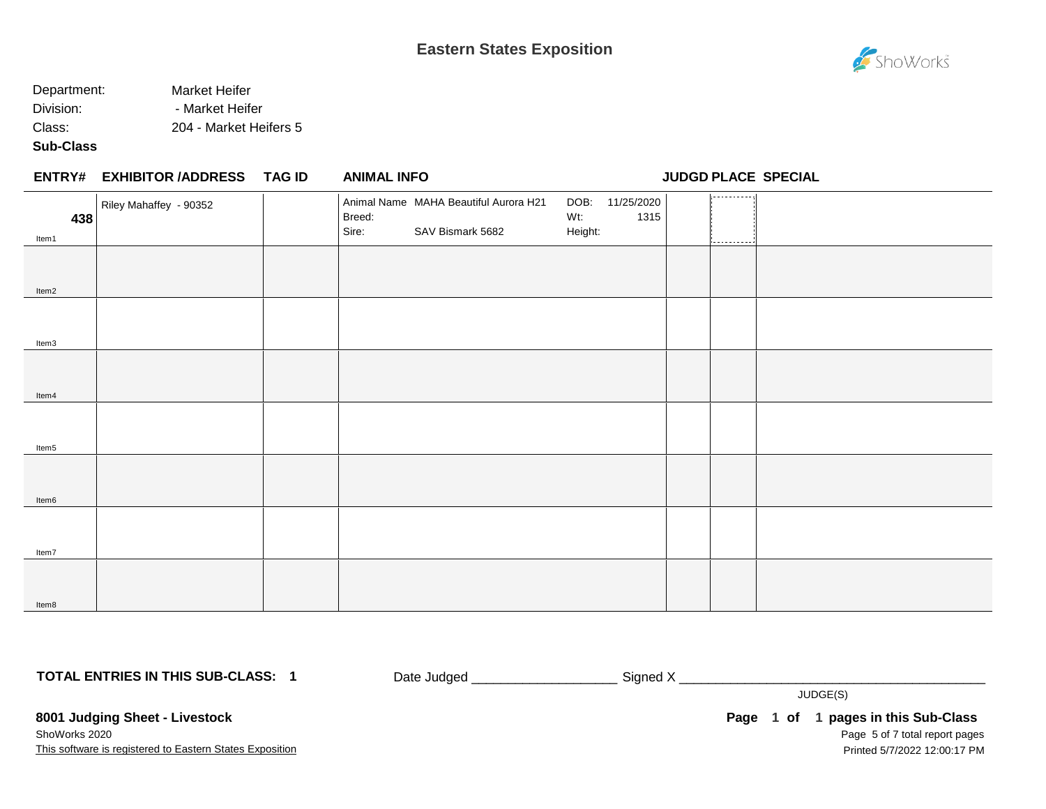# Eastern States Exposition

Department: Market Heifer
Division: - Market Heifer
Class: 204 - Market Heifers 5
**Sub-Class**

| ENTRY# | EXHIBITOR /ADDRESS | TAG ID | ANIMAL INFO | JUDGD | PLACE | SPECIAL |
|---|---|---|---|---|---|---|
| **438** Item1 | Riley Mahaffey - 90352 | | Animal Name: MAHA Beautiful Aurora H21<br>Breed:<br>Sire: SAV Bismark 5682<br>DOB: 11/25/2020<br>Wt: 1315<br>Height: | | | |
| Item2 | | | | | | |
| Item3 | | | | | | |
| Item4 | | | | | | |
| Item5 | | | | | | |
| Item6 | | | | | | |
| Item7 | | | | | | |
| Item8 | | | | | | |

**TOTAL ENTRIES IN THIS SUB-CLASS: 1**

Date Judged ____________________ Signed X ____________________________________________
JUDGE(S)

**8001 Judging Sheet - Livestock**
ShoWorks 2020
This software is registered to Eastern States Exposition

**Page 1 of 1 pages in this Sub-Class**
Printed 5/7/2022 12:00:17 PM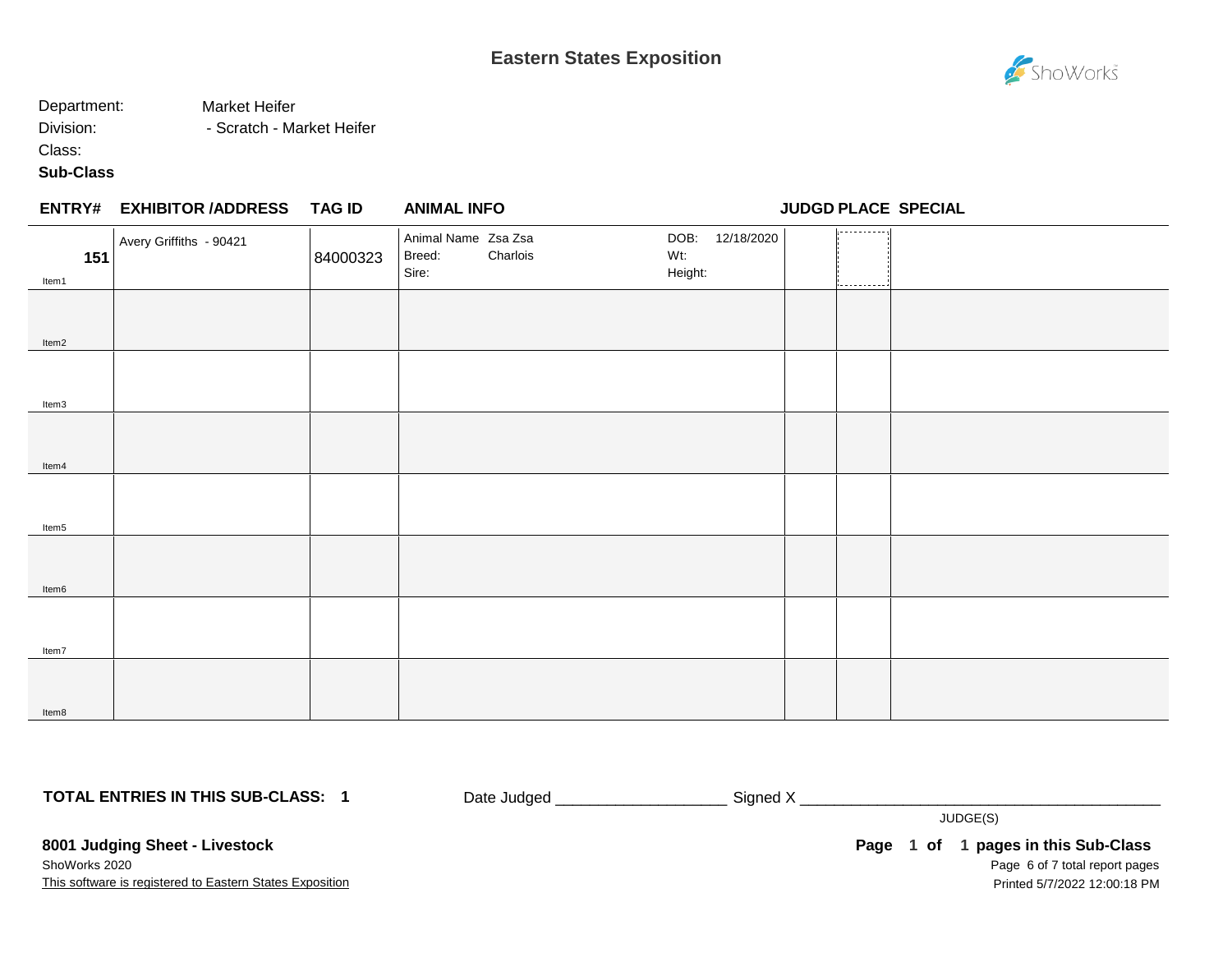# Eastern States Exposition

Department: Market Heifer
Division: - Scratch - Market Heifer
Class:
**Sub-Class**

| ENTRY# | EXHIBITOR /ADDRESS | TAG ID | ANIMAL INFO | | JUDGD | PLACE | SPECIAL |
|---|---|---|---|---|---|---|---|
| **151** Item1 | Avery Griffiths - 90421 | 84000323 | Animal Name Zsa Zsa<br>Breed: Charlois<br>Sire: | DOB: 12/18/2020<br>Wt:<br>Height: | | | |
| Item2 | | | | | | | |
| Item3 | | | | | | | |
| Item4 | | | | | | | |
| Item5 | | | | | | | |
| Item6 | | | | | | | |
| Item7 | | | | | | | |
| Item8 | | | | | | | |

**TOTAL ENTRIES IN THIS SUB-CLASS: 1**

Date Judged ___________________ Signed X ________________________________________
JUDGE(S)

**8001 Judging Sheet - Livestock**
ShoWorks 2020
This software is registered to Eastern States Exposition

**Page 1 of 1 pages in this Sub-Class**
Printed 5/7/2022 12:00:18 PM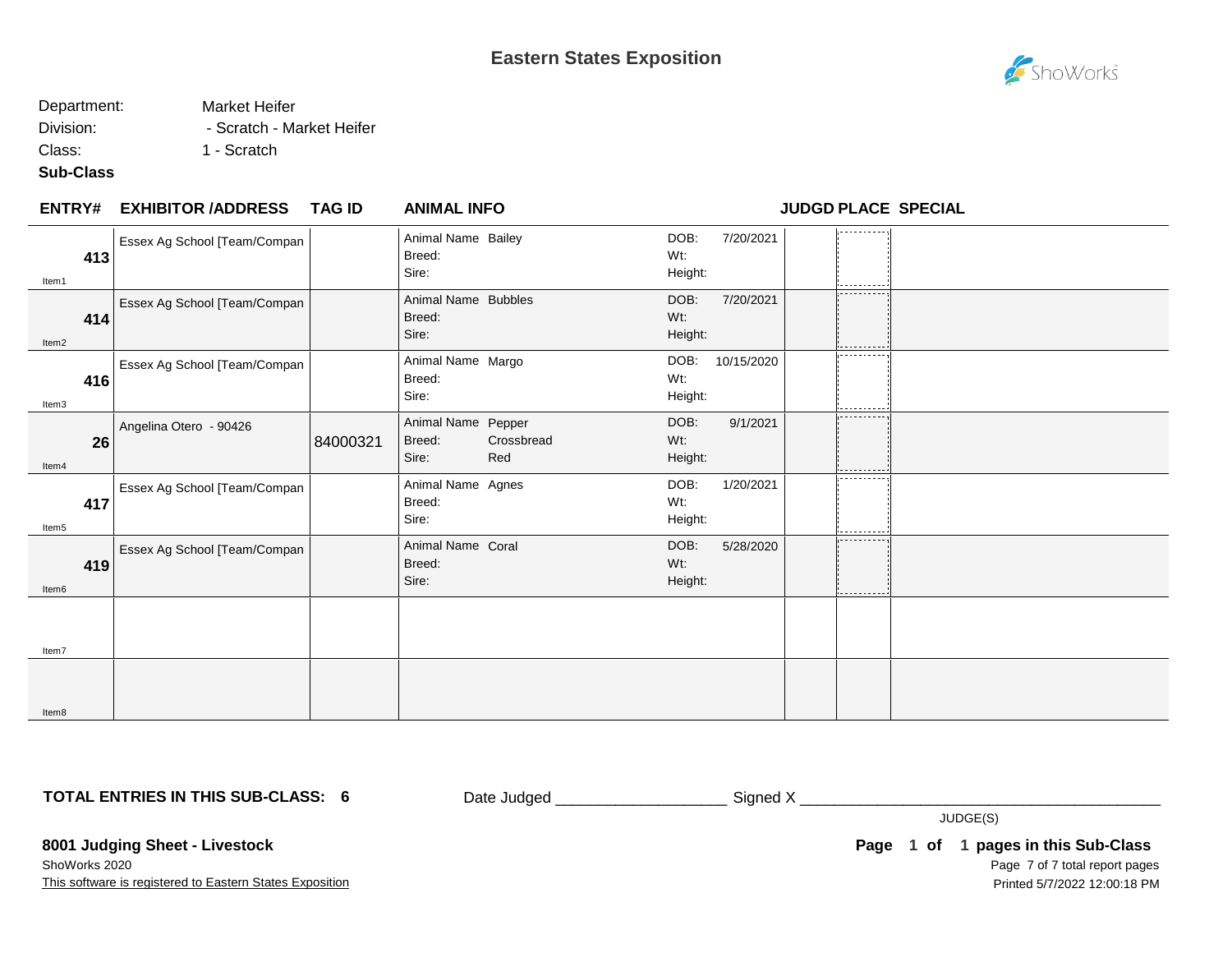# Eastern States Exposition

Department: Market Heifer
Division: - Scratch - Market Heifer
Class: 1 - Scratch
**Sub-Class**

| ENTRY# | EXHIBITOR /ADDRESS | TAG ID | ANIMAL INFO | | JUDGD | PLACE | SPECIAL |
|---|---|---|---|---|---|---|---|
| **413** Item1 | Essex Ag School [Team/Compan | | Animal Name Bailey<br>Breed:<br>Sire: | DOB: 7/20/2021<br>Wt:<br>Height: | | | |
| **414** Item2 | Essex Ag School [Team/Compan | | Animal Name Bubbles<br>Breed:<br>Sire: | DOB: 7/20/2021<br>Wt:<br>Height: | | | |
| **416** Item3 | Essex Ag School [Team/Compan | | Animal Name Margo<br>Breed:<br>Sire: | DOB: 10/15/2020<br>Wt:<br>Height: | | | |
| **26** Item4 | Angelina Otero - 90426 | 84000321 | Animal Name Pepper<br>Breed: Crossbread<br>Sire: Red | DOB: 9/1/2021<br>Wt:<br>Height: | | | |
| **417** Item5 | Essex Ag School [Team/Compan | | Animal Name Agnes<br>Breed:<br>Sire: | DOB: 1/20/2021<br>Wt:<br>Height: | | | |
| **419** Item6 | Essex Ag School [Team/Compan | | Animal Name Coral<br>Breed:<br>Sire: | DOB: 5/28/2020<br>Wt:<br>Height: | | | |
| Item7 | | | | | | | |
| Item8 | | | | | | | |

**TOTAL ENTRIES IN THIS SUB-CLASS: 6**

Date Judged ___________________ Signed X ________________________________________

JUDGE(S)

**8001 Judging Sheet - Livestock**

ShoWorks 2020

This software is registered to Eastern States Exposition

**Page 1 of 1 pages in this Sub-Class**

Printed 5/7/2022 12:00:18 PM